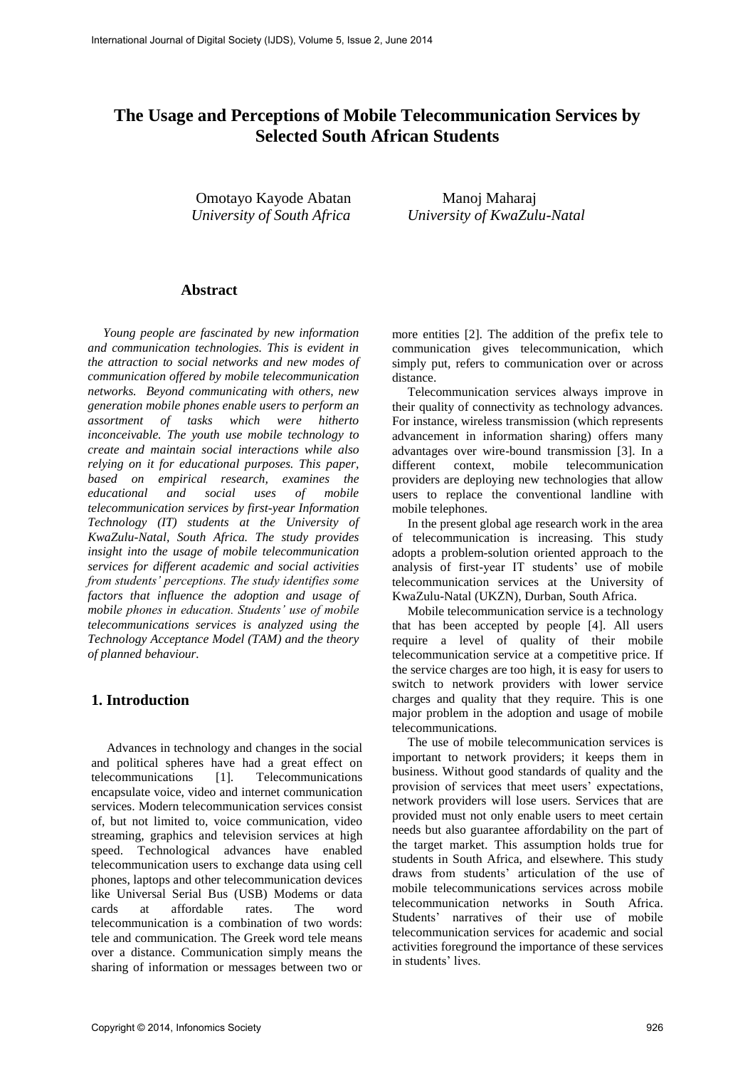# The Usage and Perceptions of Mobile Telecommunication Services by Selected South African Students

Omotayo Kayode Abatan
*University of South Africa*

Manoj Maharaj
*University of KwaZulu-Natal*

## Abstract

*Young people are fascinated by new information and communication technologies. This is evident in the attraction to social networks and new modes of communication offered by mobile telecommunication networks. Beyond communicating with others, new generation mobile phones enable users to perform an assortment of tasks which were hitherto inconceivable. The youth use mobile technology to create and maintain social interactions while also relying on it for educational purposes. This paper, based on empirical research, examines the educational and social uses of mobile telecommunication services by first-year Information Technology (IT) students at the University of KwaZulu-Natal, South Africa. The study provides insight into the usage of mobile telecommunication services for different academic and social activities from students' perceptions. The study identifies some factors that influence the adoption and usage of mobile phones in education. Students' use of mobile telecommunications services is analyzed using the Technology Acceptance Model (TAM) and the theory of planned behaviour.*

## 1. Introduction

Advances in technology and changes in the social and political spheres have had a great effect on telecommunications [1]. Telecommunications encapsulate voice, video and internet communication services. Modern telecommunication services consist of, but not limited to, voice communication, video streaming, graphics and television services at high speed. Technological advances have enabled telecommunication users to exchange data using cell phones, laptops and other telecommunication devices like Universal Serial Bus (USB) Modems or data cards at affordable rates. The word telecommunication is a combination of two words: tele and communication. The Greek word tele means over a distance. Communication simply means the sharing of information or messages between two or more entities [2]. The addition of the prefix tele to communication gives telecommunication, which simply put, refers to communication over or across distance.

Telecommunication services always improve in their quality of connectivity as technology advances. For instance, wireless transmission (which represents advancement in information sharing) offers many advantages over wire-bound transmission [3]. In a different context, mobile telecommunication providers are deploying new technologies that allow users to replace the conventional landline with mobile telephones.

In the present global age research work in the area of telecommunication is increasing. This study adopts a problem-solution oriented approach to the analysis of first-year IT students' use of mobile telecommunication services at the University of KwaZulu-Natal (UKZN), Durban, South Africa.

Mobile telecommunication service is a technology that has been accepted by people [4]. All users require a level of quality of their mobile telecommunication service at a competitive price. If the service charges are too high, it is easy for users to switch to network providers with lower service charges and quality that they require. This is one major problem in the adoption and usage of mobile telecommunications.

The use of mobile telecommunication services is important to network providers; it keeps them in business. Without good standards of quality and the provision of services that meet users' expectations, network providers will lose users. Services that are provided must not only enable users to meet certain needs but also guarantee affordability on the part of the target market. This assumption holds true for students in South Africa, and elsewhere. This study draws from students' articulation of the use of mobile telecommunications services across mobile telecommunication networks in South Africa. Students' narratives of their use of mobile telecommunication services for academic and social activities foreground the importance of these services in students' lives.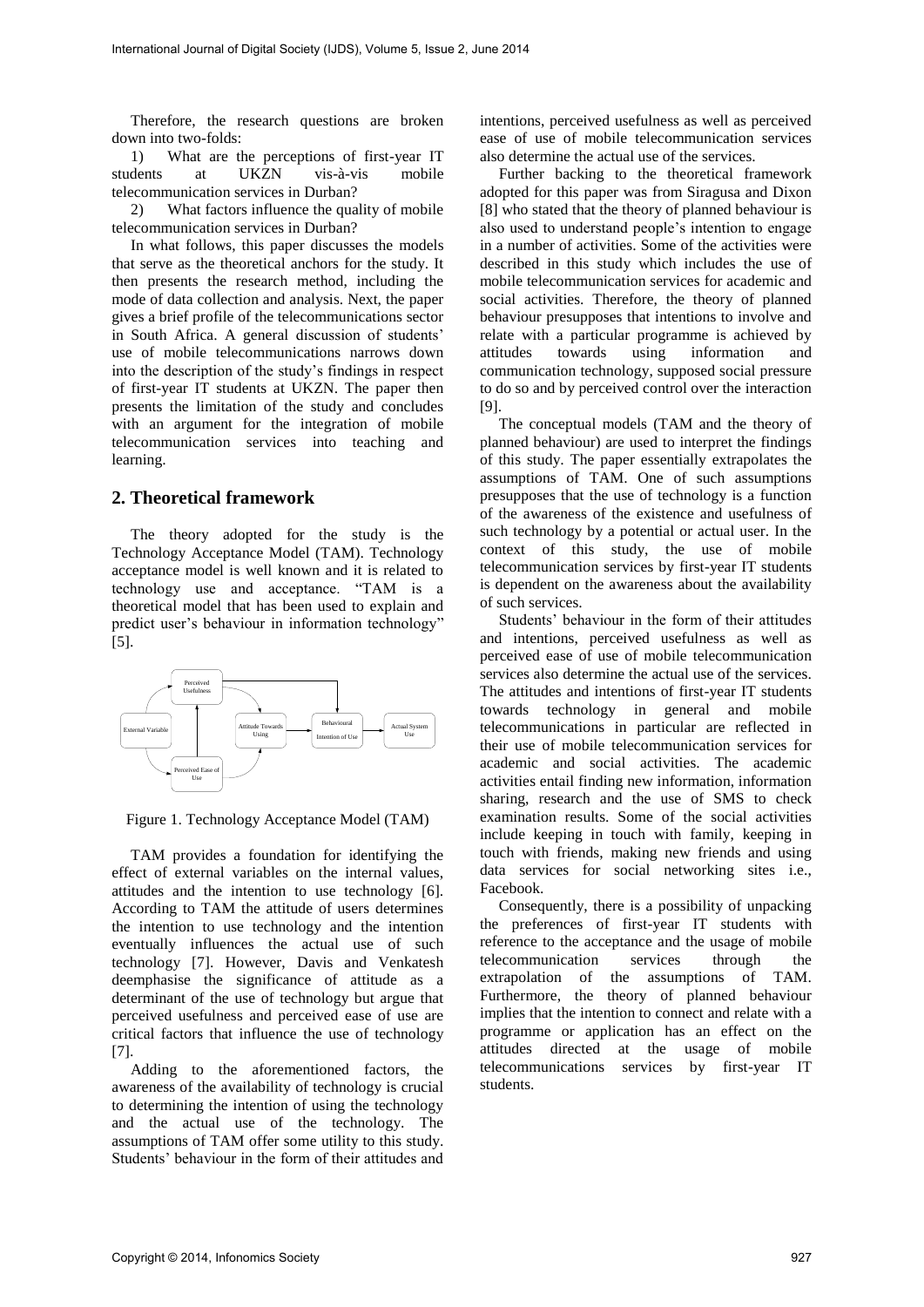Therefore, the research questions are broken down into two-folds:

1) What are the perceptions of first-year IT students at UKZN vis-à-vis mobile telecommunication services in Durban?

2) What factors influence the quality of mobile telecommunication services in Durban?

In what follows, this paper discusses the models that serve as the theoretical anchors for the study. It then presents the research method, including the mode of data collection and analysis. Next, the paper gives a brief profile of the telecommunications sector in South Africa. A general discussion of students' use of mobile telecommunications narrows down into the description of the study's findings in respect of first-year IT students at UKZN. The paper then presents the limitation of the study and concludes with an argument for the integration of mobile telecommunication services into teaching and learning.

## 2. Theoretical framework

The theory adopted for the study is the Technology Acceptance Model (TAM). Technology acceptance model is well known and it is related to technology use and acceptance. "TAM is a theoretical model that has been used to explain and predict user's behaviour in information technology" [5].

Figure 1. Technology Acceptance Model (TAM)

TAM provides a foundation for identifying the effect of external variables on the internal values, attitudes and the intention to use technology [6]. According to TAM the attitude of users determines the intention to use technology and the intention eventually influences the actual use of such technology [7]. However, Davis and Venkatesh deemphasise the significance of attitude as a determinant of the use of technology but argue that perceived usefulness and perceived ease of use are critical factors that influence the use of technology [7].

Adding to the aforementioned factors, the awareness of the availability of technology is crucial to determining the intention of using the technology and the actual use of the technology. The assumptions of TAM offer some utility to this study. Students' behaviour in the form of their attitudes and intentions, perceived usefulness as well as perceived ease of use of mobile telecommunication services also determine the actual use of the services.

Further backing to the theoretical framework adopted for this paper was from Siragusa and Dixon [8] who stated that the theory of planned behaviour is also used to understand people's intention to engage in a number of activities. Some of the activities were described in this study which includes the use of mobile telecommunication services for academic and social activities. Therefore, the theory of planned behaviour presupposes that intentions to involve and relate with a particular programme is achieved by attitudes towards using information and communication technology, supposed social pressure to do so and by perceived control over the interaction [9].

The conceptual models (TAM and the theory of planned behaviour) are used to interpret the findings of this study. The paper essentially extrapolates the assumptions of TAM. One of such assumptions presupposes that the use of technology is a function of the awareness of the existence and usefulness of such technology by a potential or actual user. In the context of this study, the use of mobile telecommunication services by first-year IT students is dependent on the awareness about the availability of such services.

Students' behaviour in the form of their attitudes and intentions, perceived usefulness as well as perceived ease of use of mobile telecommunication services also determine the actual use of the services. The attitudes and intentions of first-year IT students towards technology in general and mobile telecommunications in particular are reflected in their use of mobile telecommunication services for academic and social activities. The academic activities entail finding new information, information sharing, research and the use of SMS to check examination results. Some of the social activities include keeping in touch with family, keeping in touch with friends, making new friends and using data services for social networking sites i.e., Facebook.

Consequently, there is a possibility of unpacking the preferences of first-year IT students with reference to the acceptance and the usage of mobile telecommunication services through the extrapolation of the assumptions of TAM. Furthermore, the theory of planned behaviour implies that the intention to connect and relate with a programme or application has an effect on the attitudes directed at the usage of mobile telecommunications services by first-year IT students.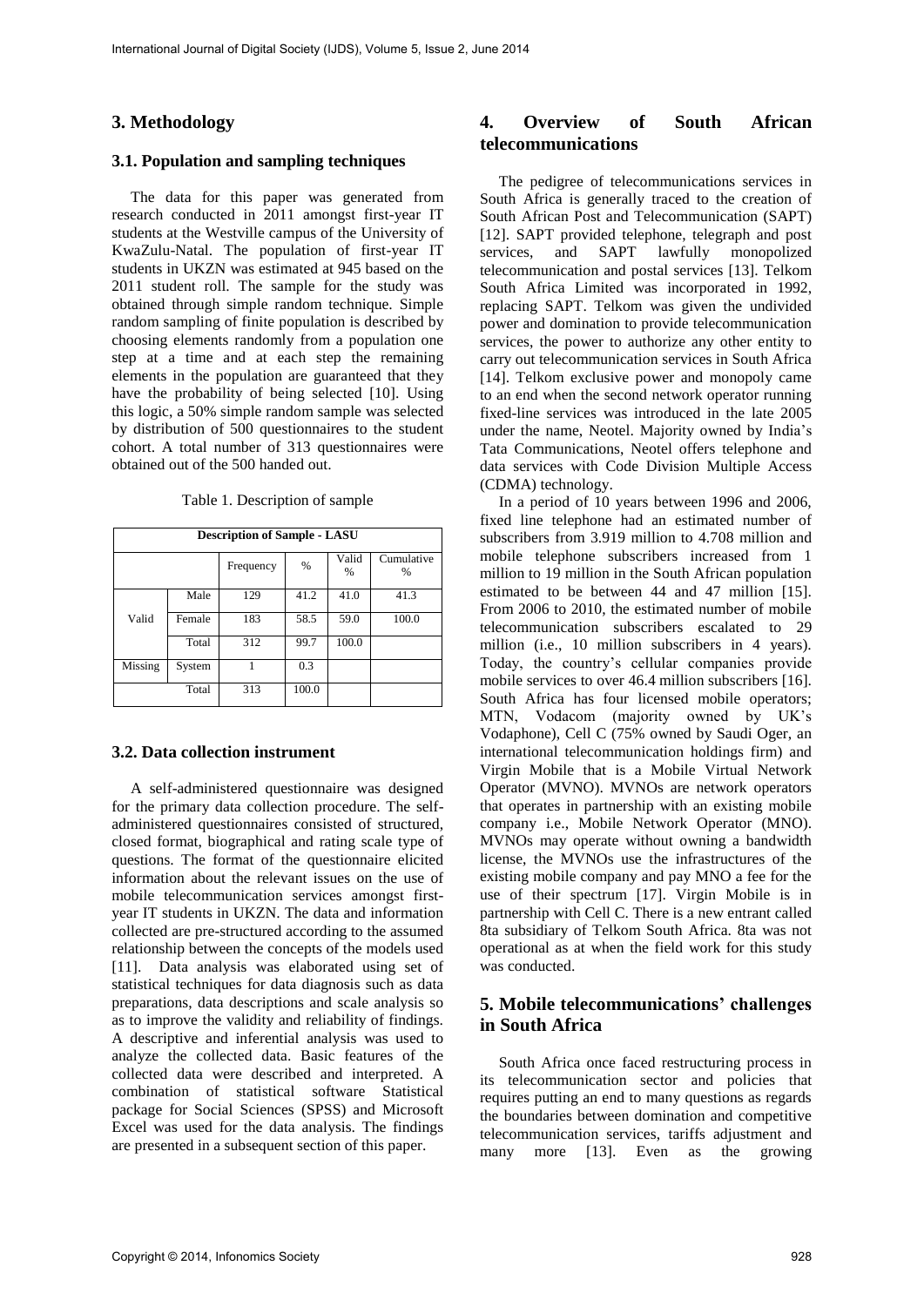## 3. Methodology

### 3.1. Population and sampling techniques

The data for this paper was generated from research conducted in 2011 amongst first-year IT students at the Westville campus of the University of KwaZulu-Natal. The population of first-year IT students in UKZN was estimated at 945 based on the 2011 student roll. The sample for the study was obtained through simple random technique. Simple random sampling of finite population is described by choosing elements randomly from a population one step at a time and at each step the remaining elements in the population are guaranteed that they have the probability of being selected [10]. Using this logic, a 50% simple random sample was selected by distribution of 500 questionnaires to the student cohort. A total number of 313 questionnaires were obtained out of the 500 handed out.

Table 1. Description of sample

| Description of Sample - LASU | | | | | |
|---|---|---|---|---|---|
| | | Frequency | % | Valid % | Cumulative % |
| Valid | Male | 129 | 41.2 | 41.0 | 41.3 |
| | Female | 183 | 58.5 | 59.0 | 100.0 |
| | Total | 312 | 99.7 | 100.0 | |
| Missing | System | 1 | 0.3 | | |
| | Total | 313 | 100.0 | | |

### 3.2. Data collection instrument

A self-administered questionnaire was designed for the primary data collection procedure. The self-administered questionnaires consisted of structured, closed format, biographical and rating scale type of questions. The format of the questionnaire elicited information about the relevant issues on the use of mobile telecommunication services amongst first-year IT students in UKZN. The data and information collected are pre-structured according to the assumed relationship between the concepts of the models used [11]. Data analysis was elaborated using set of statistical techniques for data diagnosis such as data preparations, data descriptions and scale analysis so as to improve the validity and reliability of findings. A descriptive and inferential analysis was used to analyze the collected data. Basic features of the collected data were described and interpreted. A combination of statistical software Statistical package for Social Sciences (SPSS) and Microsoft Excel was used for the data analysis. The findings are presented in a subsequent section of this paper.

## 4. Overview of South African telecommunications

The pedigree of telecommunications services in South Africa is generally traced to the creation of South African Post and Telecommunication (SAPT) [12]. SAPT provided telephone, telegraph and post services, and SAPT lawfully monopolized telecommunication and postal services [13]. Telkom South Africa Limited was incorporated in 1992, replacing SAPT. Telkom was given the undivided power and domination to provide telecommunication services, the power to authorize any other entity to carry out telecommunication services in South Africa [14]. Telkom exclusive power and monopoly came to an end when the second network operator running fixed-line services was introduced in the late 2005 under the name, Neotel. Majority owned by India's Tata Communications, Neotel offers telephone and data services with Code Division Multiple Access (CDMA) technology.

In a period of 10 years between 1996 and 2006, fixed line telephone had an estimated number of subscribers from 3.919 million to 4.708 million and mobile telephone subscribers increased from 1 million to 19 million in the South African population estimated to be between 44 and 47 million [15]. From 2006 to 2010, the estimated number of mobile telecommunication subscribers escalated to 29 million (i.e., 10 million subscribers in 4 years). Today, the country's cellular companies provide mobile services to over 46.4 million subscribers [16]. South Africa has four licensed mobile operators; MTN, Vodacom (majority owned by UK's Vodaphone), Cell C (75% owned by Saudi Oger, an international telecommunication holdings firm) and Virgin Mobile that is a Mobile Virtual Network Operator (MVNO). MVNOs are network operators that operates in partnership with an existing mobile company i.e., Mobile Network Operator (MNO). MVNOs may operate without owning a bandwidth license, the MVNOs use the infrastructures of the existing mobile company and pay MNO a fee for the use of their spectrum [17]. Virgin Mobile is in partnership with Cell C. There is a new entrant called 8ta subsidiary of Telkom South Africa. 8ta was not operational as at when the field work for this study was conducted.

## 5. Mobile telecommunications' challenges in South Africa

South Africa once faced restructuring process in its telecommunication sector and policies that requires putting an end to many questions as regards the boundaries between domination and competitive telecommunication services, tariffs adjustment and many more [13]. Even as the growing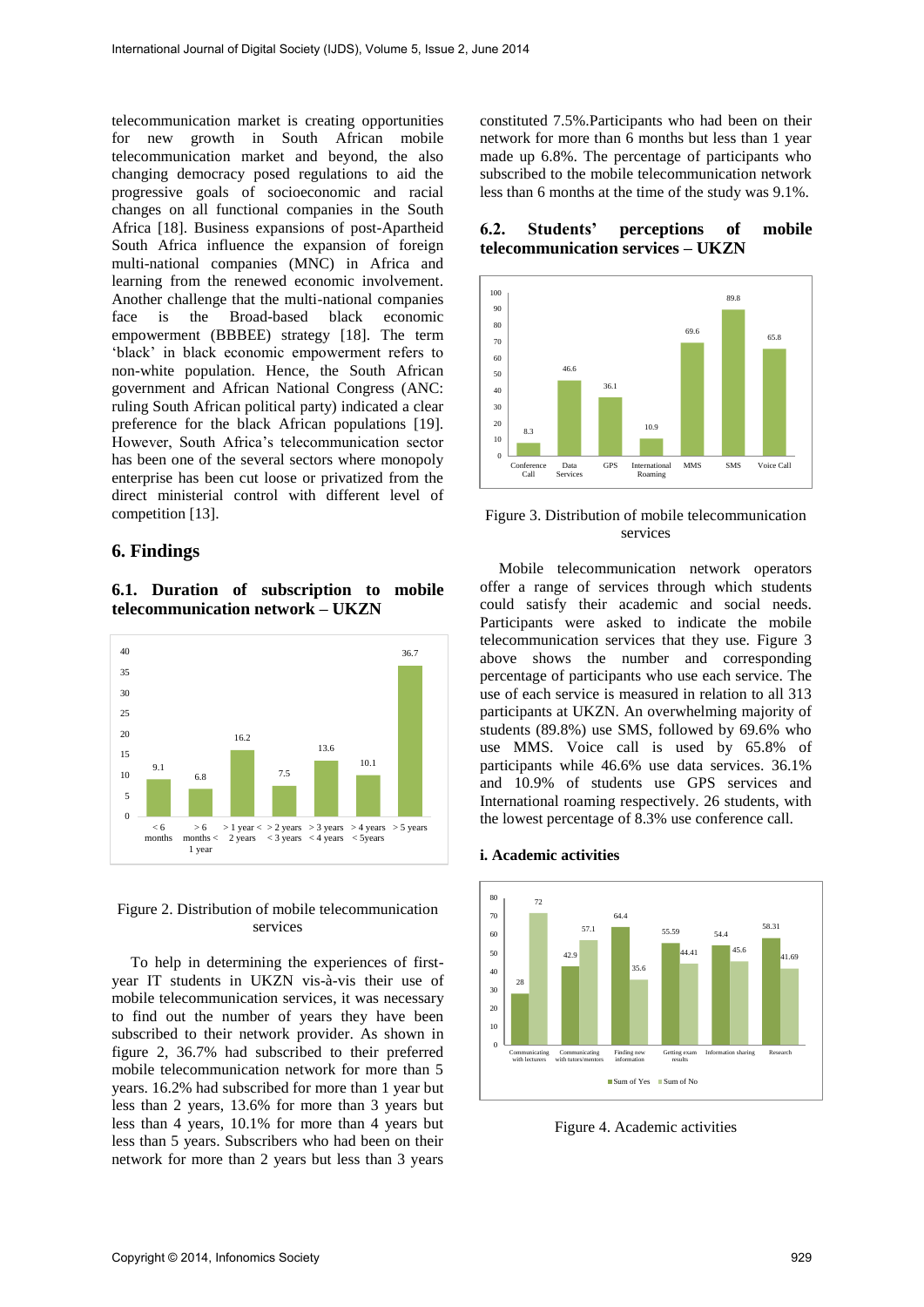telecommunication market is creating opportunities for new growth in South African mobile telecommunication market and beyond, the also changing democracy posed regulations to aid the progressive goals of socioeconomic and racial changes on all functional companies in the South Africa [18]. Business expansions of post-Apartheid South Africa influence the expansion of foreign multi-national companies (MNC) in Africa and learning from the renewed economic involvement. Another challenge that the multi-national companies face is the Broad-based black economic empowerment (BBBEE) strategy [18]. The term 'black' in black economic empowerment refers to non-white population. Hence, the South African government and African National Congress (ANC: ruling South African political party) indicated a clear preference for the black African populations [19]. However, South Africa's telecommunication sector has been one of the several sectors where monopoly enterprise has been cut loose or privatized from the direct ministerial control with different level of competition [13].

## 6. Findings

### 6.1. Duration of subscription to mobile telecommunication network – UKZN

| Duration | % |
|---|---|
| < 6 months | 9.1 |
| > 6 months < 1 year | 6.8 |
| > 1 year < 2 years | 16.2 |
| > 2 years < 3 years | 7.5 |
| > 3 years < 4 years | 13.6 |
| > 4 years < 5years | 10.1 |
| > 5 years | 36.7 |

Figure 2. Distribution of mobile telecommunication services

To help in determining the experiences of first-year IT students in UKZN vis-à-vis their use of mobile telecommunication services, it was necessary to find out the number of years they have been subscribed to their network provider. As shown in figure 2, 36.7% had subscribed to their preferred mobile telecommunication network for more than 5 years. 16.2% had subscribed for more than 1 year but less than 2 years, 13.6% for more than 3 years but less than 4 years, 10.1% for more than 4 years but less than 5 years. Subscribers who had been on their network for more than 2 years but less than 3 years constituted 7.5%.Participants who had been on their network for more than 6 months but less than 1 year made up 6.8%. The percentage of participants who subscribed to the mobile telecommunication network less than 6 months at the time of the study was 9.1%.

### 6.2. Students' perceptions of mobile telecommunication services – UKZN

| Service | % |
|---|---|
| Conference Call | 8.3 |
| Data Services | 46.6 |
| GPS | 36.1 |
| International Roaming | 10.9 |
| MMS | 69.6 |
| SMS | 89.8 |
| Voice Call | 65.8 |

Figure 3. Distribution of mobile telecommunication services

Mobile telecommunication network operators offer a range of services through which students could satisfy their academic and social needs. Participants were asked to indicate the mobile telecommunication services that they use. Figure 3 above shows the number and corresponding percentage of participants who use each service. The use of each service is measured in relation to all 313 participants at UKZN. An overwhelming majority of students (89.8%) use SMS, followed by 69.6% who use MMS. Voice call is used by 65.8% of participants while 46.6% use data services. 36.1% and 10.9% of students use GPS services and International roaming respectively. 26 students, with the lowest percentage of 8.3% use conference call.

#### i. Academic activities

| Activity | Sum of Yes | Sum of No |
|---|---|---|
| Communicating with lecturers | 28 | 72 |
| Communicating with tutors/mentors | 42.9 | 57.1 |
| Finding new information | 64.4 | 35.6 |
| Getting exam results | 55.59 | 44.41 |
| Information sharing | 54.4 | 45.6 |
| Research | 58.31 | 41.69 |

Figure 4. Academic activities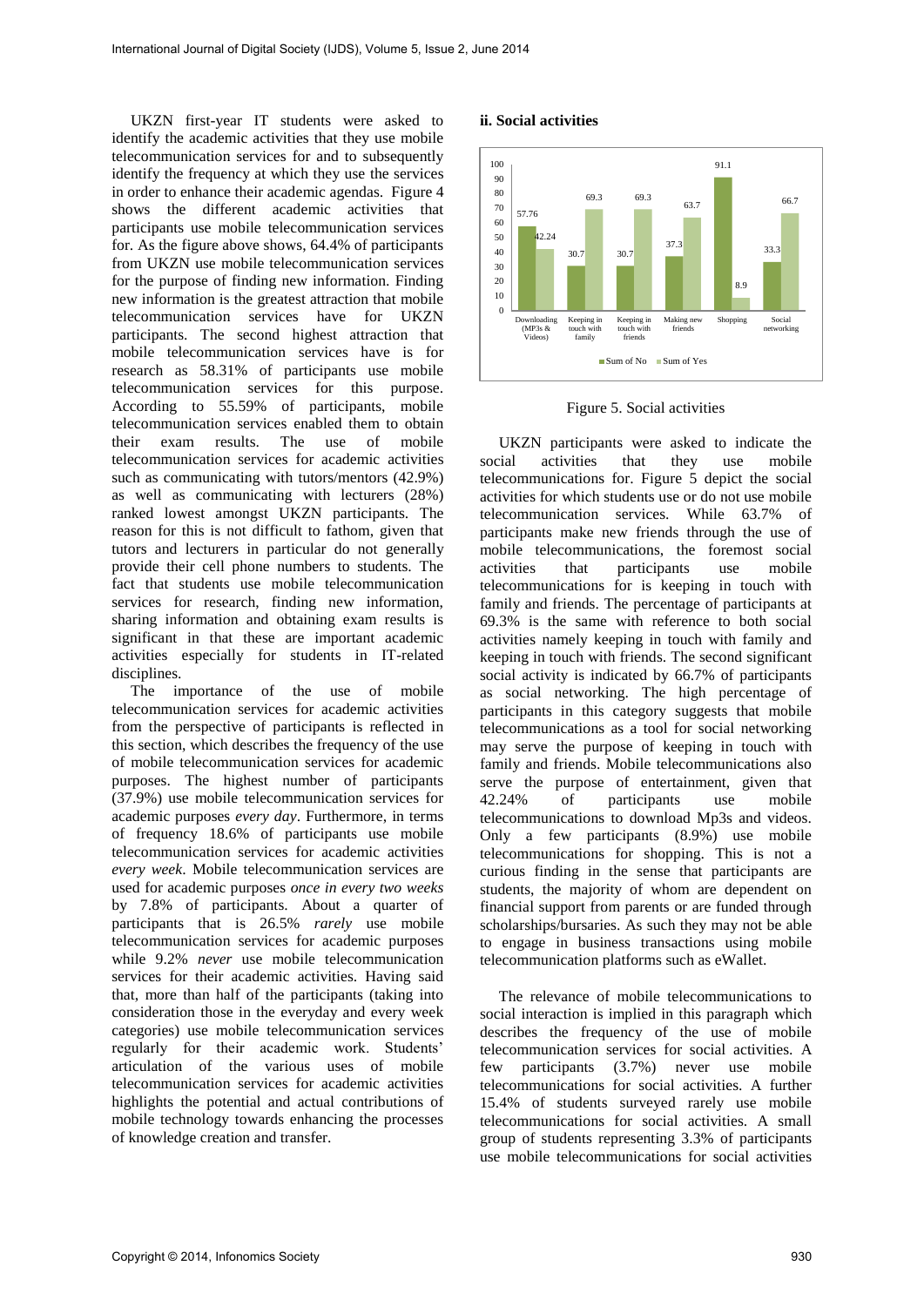UKZN first-year IT students were asked to identify the academic activities that they use mobile telecommunication services for and to subsequently identify the frequency at which they use the services in order to enhance their academic agendas. Figure 4 shows the different academic activities that participants use mobile telecommunication services for. As the figure above shows, 64.4% of participants from UKZN use mobile telecommunication services for the purpose of finding new information. Finding new information is the greatest attraction that mobile telecommunication services have for UKZN participants. The second highest attraction that mobile telecommunication services have is for research as 58.31% of participants use mobile telecommunication services for this purpose. According to 55.59% of participants, mobile telecommunication services enabled them to obtain their exam results. The use of mobile telecommunication services for academic activities such as communicating with tutors/mentors (42.9%) as well as communicating with lecturers (28%) ranked lowest amongst UKZN participants. The reason for this is not difficult to fathom, given that tutors and lecturers in particular do not generally provide their cell phone numbers to students. The fact that students use mobile telecommunication services for research, finding new information, sharing information and obtaining exam results is significant in that these are important academic activities especially for students in IT-related disciplines.

The importance of the use of mobile telecommunication services for academic activities from the perspective of participants is reflected in this section, which describes the frequency of the use of mobile telecommunication services for academic purposes. The highest number of participants (37.9%) use mobile telecommunication services for academic purposes *every day*. Furthermore, in terms of frequency 18.6% of participants use mobile telecommunication services for academic activities *every week*. Mobile telecommunication services are used for academic purposes *once in every two weeks* by 7.8% of participants. About a quarter of participants that is 26.5% *rarely* use mobile telecommunication services for academic purposes while 9.2% *never* use mobile telecommunication services for their academic activities. Having said that, more than half of the participants (taking into consideration those in the everyday and every week categories) use mobile telecommunication services regularly for their academic work. Students' articulation of the various uses of mobile telecommunication services for academic activities highlights the potential and actual contributions of mobile technology towards enhancing the processes of knowledge creation and transfer.

#### ii. Social activities

| Activity | Sum of No | Sum of Yes |
| --- | --- | --- |
| Downloading (MP3s & Videos) | 57.76 | 42.24 |
| Keeping in touch with family | 30.7 | 69.3 |
| Keeping in touch with friends | 30.7 | 69.3 |
| Making new friends | 37.3 | 63.7 |
| Shopping | 91.1 | 8.9 |
| Social networking | 33.3 | 66.7 |

Figure 5. Social activities

UKZN participants were asked to indicate the social activities that they use mobile telecommunications for. Figure 5 depict the social activities for which students use or do not use mobile telecommunication services. While 63.7% of participants make new friends through the use of mobile telecommunications, the foremost social activities that participants use mobile telecommunications for is keeping in touch with family and friends. The percentage of participants at 69.3% is the same with reference to both social activities namely keeping in touch with family and keeping in touch with friends. The second significant social activity is indicated by 66.7% of participants as social networking. The high percentage of participants in this category suggests that mobile telecommunications as a tool for social networking may serve the purpose of keeping in touch with family and friends. Mobile telecommunications also serve the purpose of entertainment, given that 42.24% of participants use mobile telecommunications to download Mp3s and videos. Only a few participants (8.9%) use mobile telecommunications for shopping. This is not a curious finding in the sense that participants are students, the majority of whom are dependent on financial support from parents or are funded through scholarships/bursaries. As such they may not be able to engage in business transactions using mobile telecommunication platforms such as eWallet.

The relevance of mobile telecommunications to social interaction is implied in this paragraph which describes the frequency of the use of mobile telecommunication services for social activities. A few participants (3.7%) never use mobile telecommunications for social activities. A further 15.4% of students surveyed rarely use mobile telecommunications for social activities. A small group of students representing 3.3% of participants use mobile telecommunications for social activities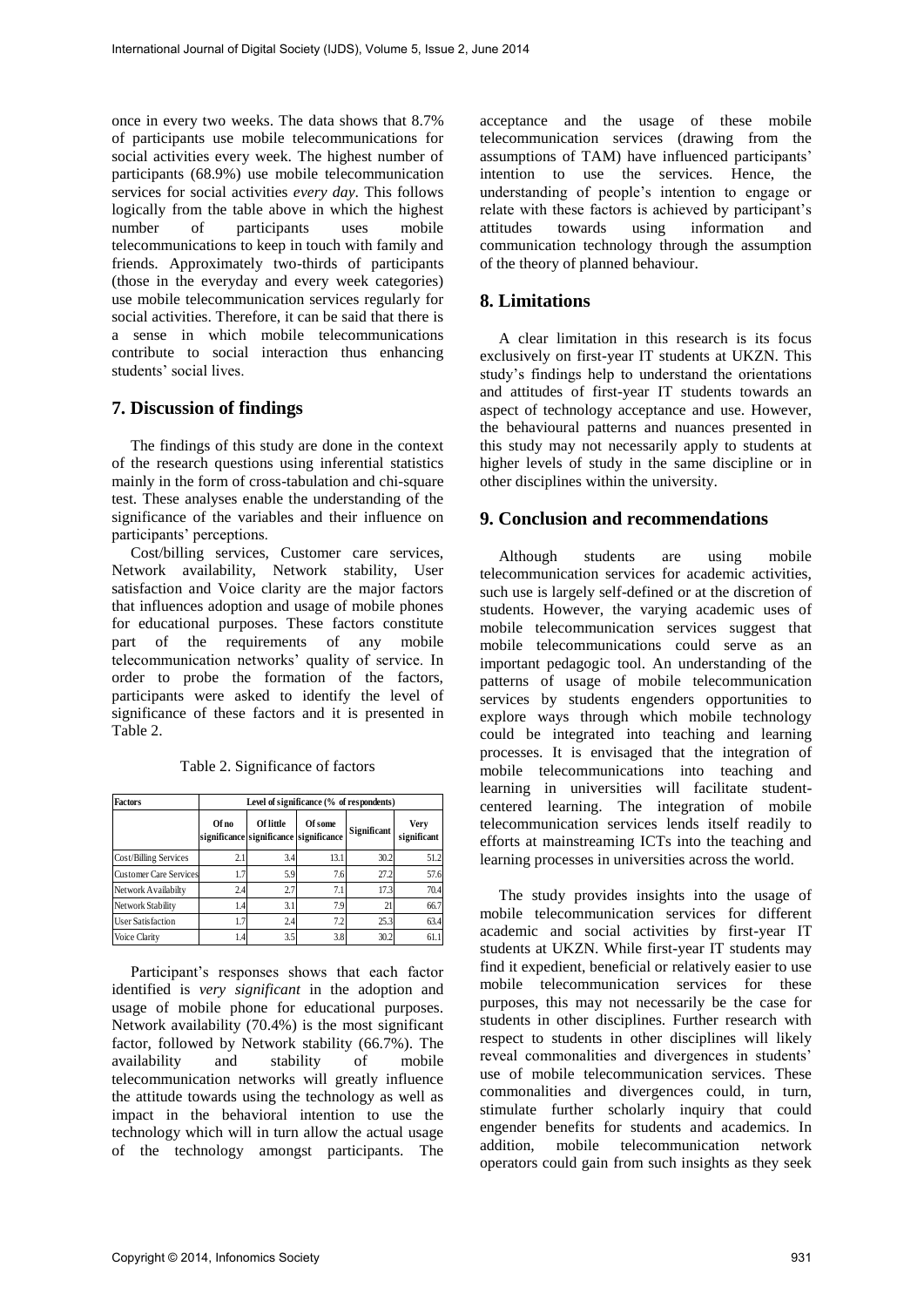once in every two weeks. The data shows that 8.7% of participants use mobile telecommunications for social activities every week. The highest number of participants (68.9%) use mobile telecommunication services for social activities *every day*. This follows logically from the table above in which the highest number of participants uses mobile telecommunications to keep in touch with family and friends. Approximately two-thirds of participants (those in the everyday and every week categories) use mobile telecommunication services regularly for social activities. Therefore, it can be said that there is a sense in which mobile telecommunications contribute to social interaction thus enhancing students' social lives.

## 7. Discussion of findings

The findings of this study are done in the context of the research questions using inferential statistics mainly in the form of cross-tabulation and chi-square test. These analyses enable the understanding of the significance of the variables and their influence on participants' perceptions.

Cost/billing services, Customer care services, Network availability, Network stability, User satisfaction and Voice clarity are the major factors that influences adoption and usage of mobile phones for educational purposes. These factors constitute part of the requirements of any mobile telecommunication networks' quality of service. In order to probe the formation of the factors, participants were asked to identify the level of significance of these factors and it is presented in Table 2.

Table 2. Significance of factors

| Factors | Level of significance (% of respondents) | | | | |
|---|---|---|---|---|---|
| | Of no significance | Of little significance | Of some significance | Significant | Very significant |
| Cost/Billing Services | 2.1 | 3.4 | 13.1 | 30.2 | 51.2 |
| Customer Care Services | 1.7 | 5.9 | 7.6 | 27.2 | 57.6 |
| Network Availabilty | 2.4 | 2.7 | 7.1 | 17.3 | 70.4 |
| Network Stability | 1.4 | 3.1 | 7.9 | 21 | 66.7 |
| User Satisfaction | 1.7 | 2.4 | 7.2 | 25.3 | 63.4 |
| Voice Clarity | 1.4 | 3.5 | 3.8 | 30.2 | 61.1 |

Participant's responses shows that each factor identified is *very significant* in the adoption and usage of mobile phone for educational purposes. Network availability (70.4%) is the most significant factor, followed by Network stability (66.7%). The availability and stability of mobile telecommunication networks will greatly influence the attitude towards using the technology as well as impact in the behavioral intention to use the technology which will in turn allow the actual usage of the technology amongst participants. The acceptance and the usage of these mobile telecommunication services (drawing from the assumptions of TAM) have influenced participants' intention to use the services. Hence, the understanding of people's intention to engage or relate with these factors is achieved by participant's attitudes towards using information and communication technology through the assumption of the theory of planned behaviour.

## 8. Limitations

A clear limitation in this research is its focus exclusively on first-year IT students at UKZN. This study's findings help to understand the orientations and attitudes of first-year IT students towards an aspect of technology acceptance and use. However, the behavioural patterns and nuances presented in this study may not necessarily apply to students at higher levels of study in the same discipline or in other disciplines within the university.

## 9. Conclusion and recommendations

Although students are using mobile telecommunication services for academic activities, such use is largely self-defined or at the discretion of students. However, the varying academic uses of mobile telecommunication services suggest that mobile telecommunications could serve as an important pedagogic tool. An understanding of the patterns of usage of mobile telecommunication services by students engenders opportunities to explore ways through which mobile technology could be integrated into teaching and learning processes. It is envisaged that the integration of mobile telecommunications into teaching and learning in universities will facilitate student-centered learning. The integration of mobile telecommunication services lends itself readily to efforts at mainstreaming ICTs into the teaching and learning processes in universities across the world.

The study provides insights into the usage of mobile telecommunication services for different academic and social activities by first-year IT students at UKZN. While first-year IT students may find it expedient, beneficial or relatively easier to use mobile telecommunication services for these purposes, this may not necessarily be the case for students in other disciplines. Further research with respect to students in other disciplines will likely reveal commonalities and divergences in students' use of mobile telecommunication services. These commonalities and divergences could, in turn, stimulate further scholarly inquiry that could engender benefits for students and academics. In addition, mobile telecommunication network operators could gain from such insights as they seek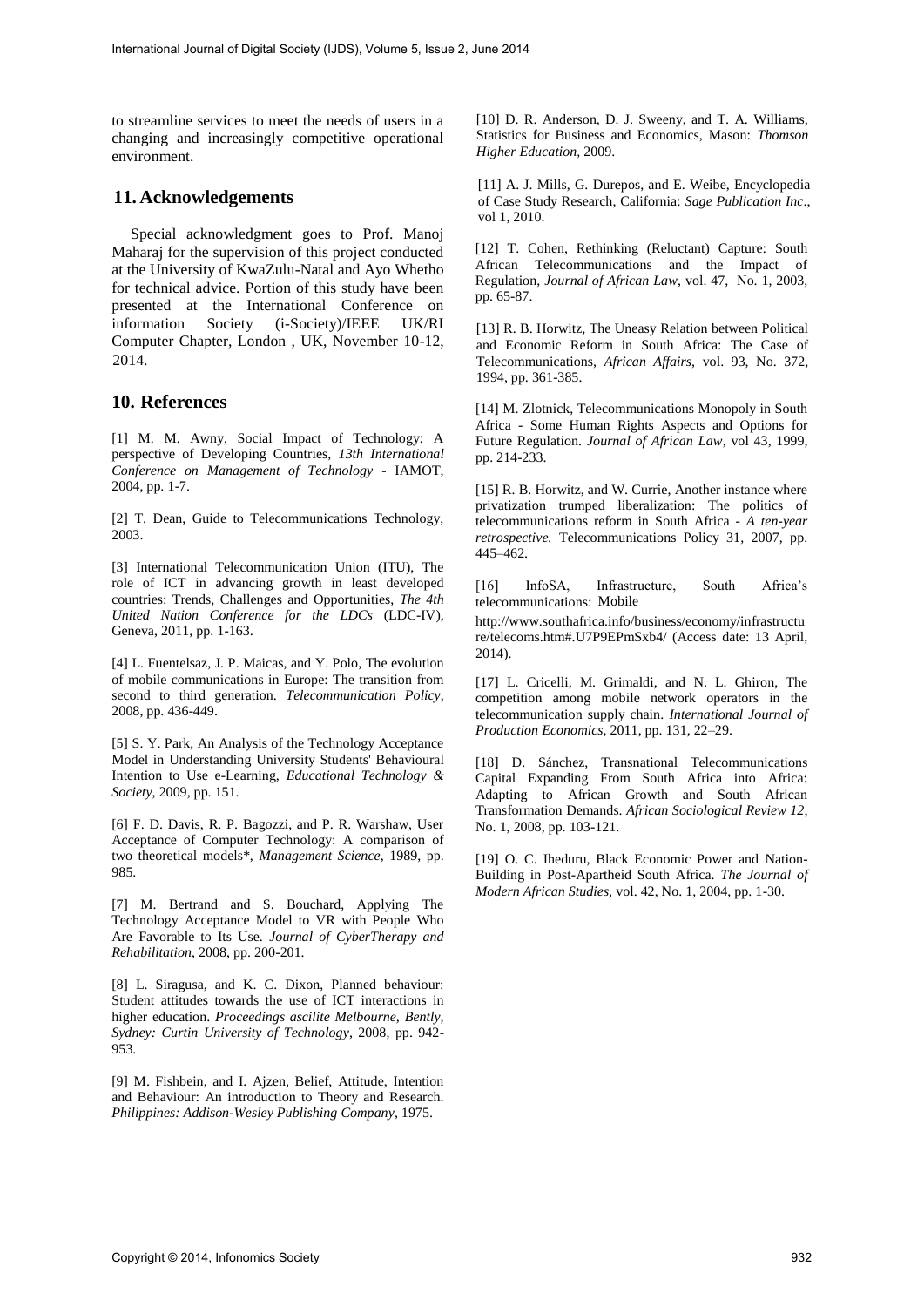to streamline services to meet the needs of users in a changing and increasingly competitive operational environment.

## 11. Acknowledgements

Special acknowledgment goes to Prof. Manoj Maharaj for the supervision of this project conducted at the University of KwaZulu-Natal and Ayo Whetho for technical advice. Portion of this study have been presented at the International Conference on information Society (i-Society)/IEEE UK/RI Computer Chapter, London , UK, November 10-12, 2014.

## 10. References

[1] M. M. Awny, Social Impact of Technology: A perspective of Developing Countries, *13th International Conference on Management of Technology* - IAMOT, 2004, pp. 1-7.

[2] T. Dean, Guide to Telecommunications Technology, 2003.

[3] International Telecommunication Union (ITU), The role of ICT in advancing growth in least developed countries: Trends, Challenges and Opportunities, *The 4th United Nation Conference for the LDCs* (LDC-IV), Geneva, 2011, pp. 1-163.

[4] L. Fuentelsaz, J. P. Maicas, and Y. Polo, The evolution of mobile communications in Europe: The transition from second to third generation. *Telecommunication Policy*, 2008, pp. 436-449.

[5] S. Y. Park, An Analysis of the Technology Acceptance Model in Understanding University Students' Behavioural Intention to Use e-Learning, *Educational Technology & Society*, 2009, pp. 151.

[6] F. D. Davis, R. P. Bagozzi, and P. R. Warshaw, User Acceptance of Computer Technology: A comparison of two theoretical models*, *Management Science*, 1989, pp. 985.

[7] M. Bertrand and S. Bouchard, Applying The Technology Acceptance Model to VR with People Who Are Favorable to Its Use. *Journal of CyberTherapy and Rehabilitation*, 2008, pp. 200-201.

[8] L. Siragusa, and K. C. Dixon, Planned behaviour: Student attitudes towards the use of ICT interactions in higher education. *Proceedings ascilite Melbourne, Bently, Sydney: Curtin University of Technology*, 2008, pp. 942-953.

[9] M. Fishbein, and I. Ajzen, Belief, Attitude, Intention and Behaviour: An introduction to Theory and Research. *Philippines: Addison-Wesley Publishing Company*, 1975.

[10] D. R. Anderson, D. J. Sweeny, and T. A. Williams, Statistics for Business and Economics, Mason: *Thomson Higher Education*, 2009.

[11] A. J. Mills, G. Durepos, and E. Weibe, Encyclopedia of Case Study Research, California: *Sage Publication Inc*., vol 1, 2010.

[12] T. Cohen, Rethinking (Reluctant) Capture: South African Telecommunications and the Impact of Regulation, *Journal of African Law*, vol. 47, No. 1, 2003, pp. 65-87.

[13] R. B. Horwitz, The Uneasy Relation between Political and Economic Reform in South Africa: The Case of Telecommunications, *African Affairs*, vol. 93, No. 372, 1994, pp. 361-385.

[14] M. Zlotnick, Telecommunications Monopoly in South Africa - Some Human Rights Aspects and Options for Future Regulation. *Journal of African Law*, vol 43, 1999, pp. 214-233.

[15] R. B. Horwitz, and W. Currie, Another instance where privatization trumped liberalization: The politics of telecommunications reform in South Africa - *A ten-year retrospective.* Telecommunications Policy 31, 2007, pp. 445–462.

[16] InfoSA, Infrastructure, South Africa's telecommunications: Mobile http://www.southafrica.info/business/economy/infrastructure/telecoms.htm#.U7P9EPmSxb4/ (Access date: 13 April, 2014).

[17] L. Cricelli, M. Grimaldi, and N. L. Ghiron, The competition among mobile network operators in the telecommunication supply chain. *International Journal of Production Economics*, 2011, pp. 131, 22–29.

[18] D. Sánchez, Transnational Telecommunications Capital Expanding From South Africa into Africa: Adapting to African Growth and South African Transformation Demands. *African Sociological Review 12*, No. 1, 2008, pp. 103-121.

[19] O. C. Iheduru, Black Economic Power and Nation-Building in Post-Apartheid South Africa. *The Journal of Modern African Studies*, vol. 42, No. 1, 2004, pp. 1-30.